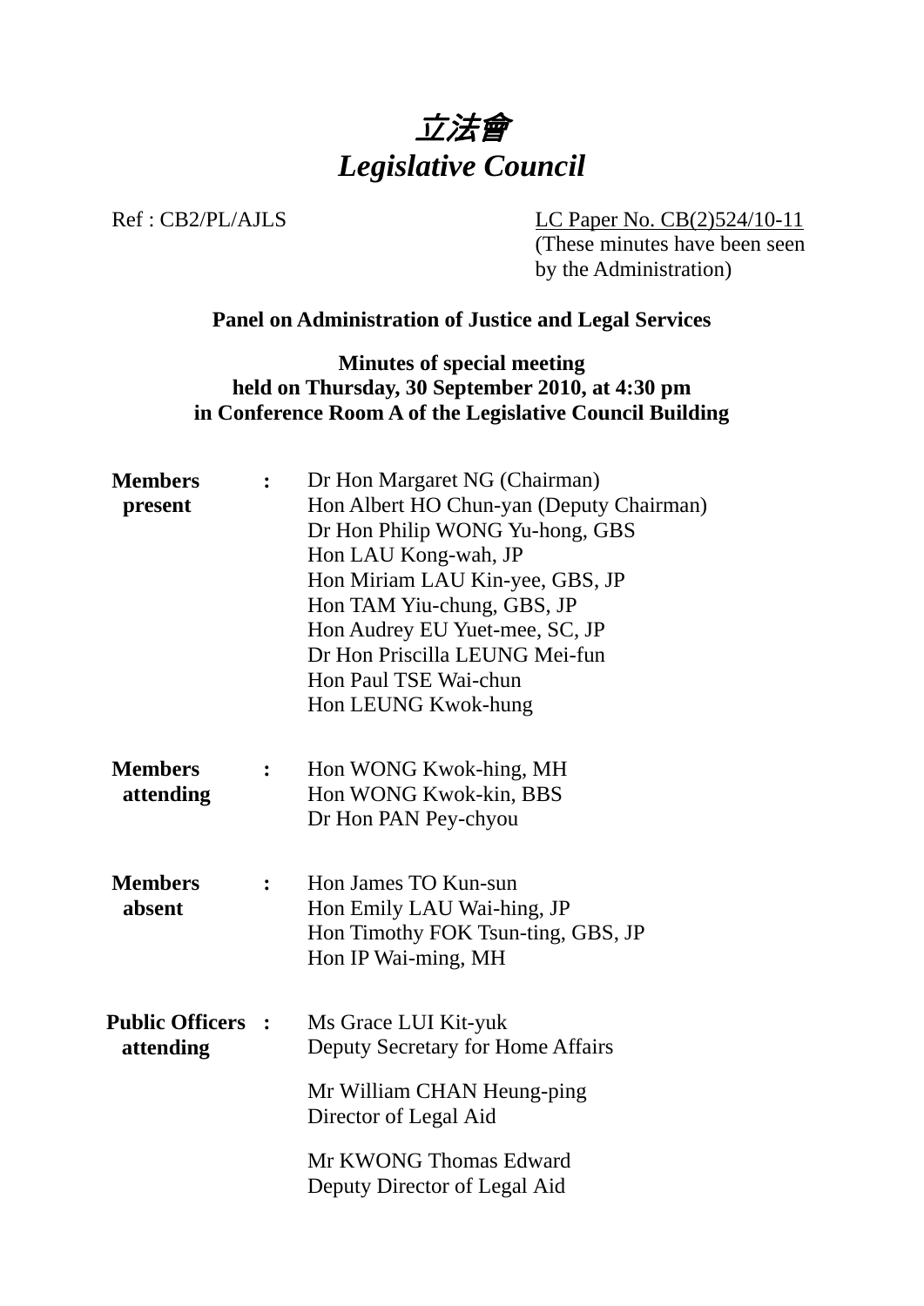# *立法會*
# *Legislative Council*

Ref : CB2/PL/AJLS

LC Paper No. CB(2)524/10-11
(These minutes have been seen by the Administration)

**Panel on Administration of Justice and Legal Services**

**Minutes of special meeting**
**held on Thursday, 30 September 2010, at 4:30 pm**
**in Conference Room A of the Legislative Council Building**

**Members present** :
Dr Hon Margaret NG (Chairman)
Hon Albert HO Chun-yan (Deputy Chairman)
Dr Hon Philip WONG Yu-hong, GBS
Hon LAU Kong-wah, JP
Hon Miriam LAU Kin-yee, GBS, JP
Hon TAM Yiu-chung, GBS, JP
Hon Audrey EU Yuet-mee, SC, JP
Dr Hon Priscilla LEUNG Mei-fun
Hon Paul TSE Wai-chun
Hon LEUNG Kwok-hung

**Members attending** :
Hon WONG Kwok-hing, MH
Hon WONG Kwok-kin, BBS
Dr Hon PAN Pey-chyou

**Members absent** :
Hon James TO Kun-sun
Hon Emily LAU Wai-hing, JP
Hon Timothy FOK Tsun-ting, GBS, JP
Hon IP Wai-ming, MH

**Public Officers attending** :
Ms Grace LUI Kit-yuk
Deputy Secretary for Home Affairs

Mr William CHAN Heung-ping
Director of Legal Aid

Mr KWONG Thomas Edward
Deputy Director of Legal Aid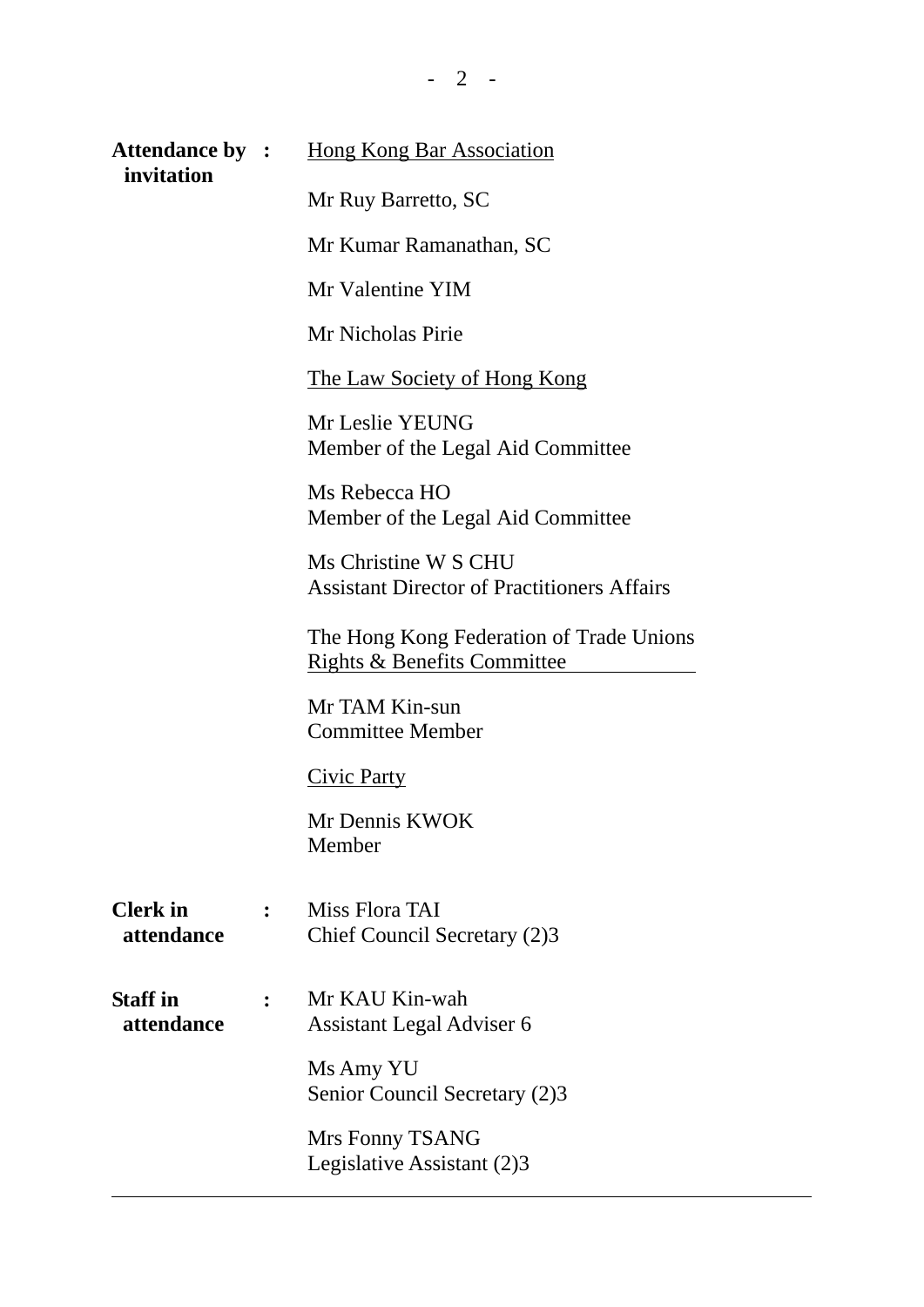**Attendance by invitation** : <u>Hong Kong Bar Association</u>

Mr Ruy Barretto, SC

Mr Kumar Ramanathan, SC

Mr Valentine YIM

Mr Nicholas Pirie

<u>The Law Society of Hong Kong</u>

Mr Leslie YEUNG
Member of the Legal Aid Committee

Ms Rebecca HO
Member of the Legal Aid Committee

Ms Christine W S CHU
Assistant Director of Practitioners Affairs

<u>The Hong Kong Federation of Trade Unions Rights & Benefits Committee</u>

Mr TAM Kin-sun
Committee Member

<u>Civic Party</u>

Mr Dennis KWOK
Member

**Clerk in attendance** : Miss Flora TAI
Chief Council Secretary (2)3

**Staff in attendance** : Mr KAU Kin-wah
Assistant Legal Adviser 6

Ms Amy YU
Senior Council Secretary (2)3

Mrs Fonny TSANG
Legislative Assistant (2)3

---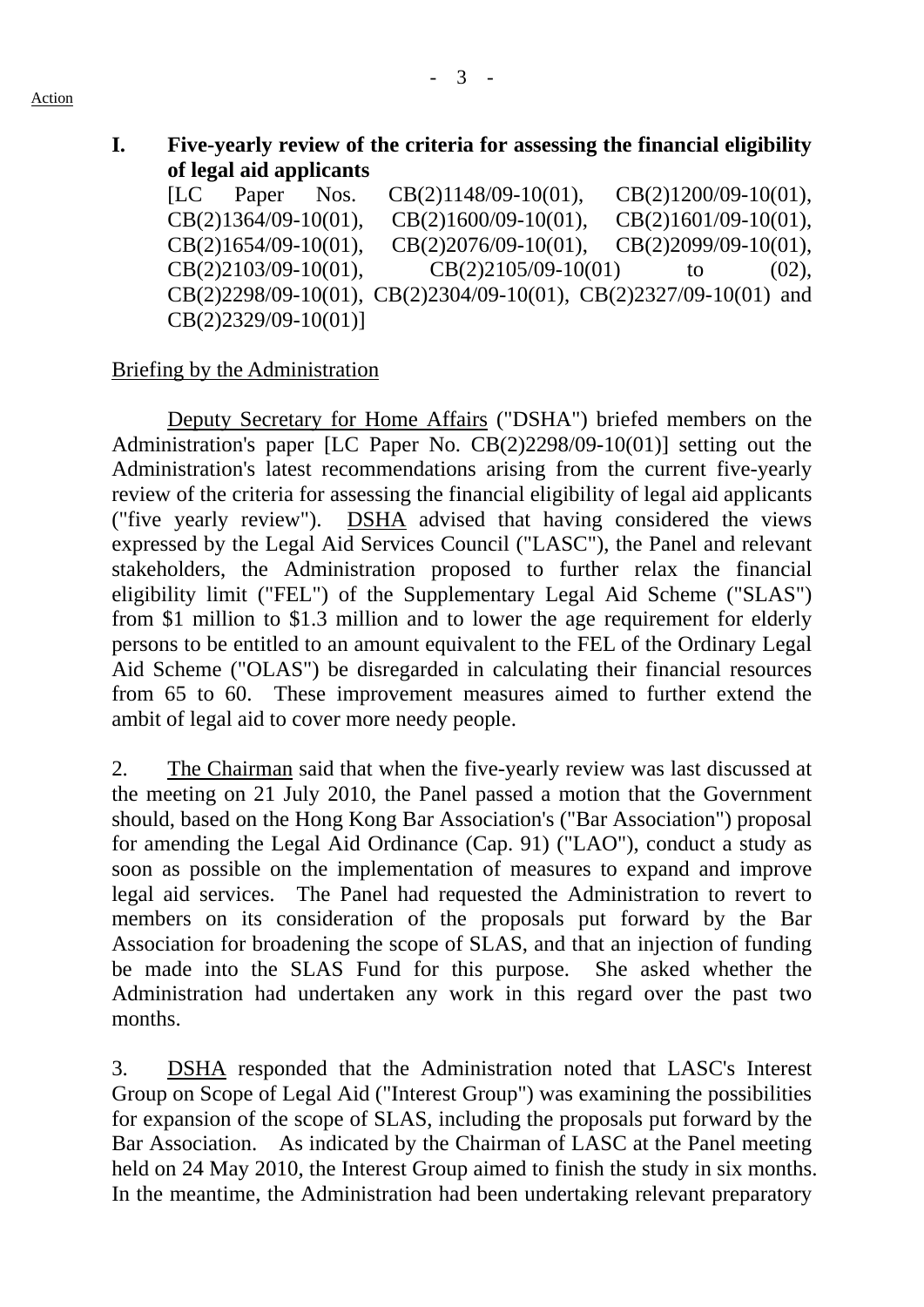**I. Five-yearly review of the criteria for assessing the financial eligibility of legal aid applicants**

[LC Paper Nos. CB(2)1148/09-10(01), CB(2)1200/09-10(01), CB(2)1364/09-10(01), CB(2)1600/09-10(01), CB(2)1601/09-10(01), CB(2)1654/09-10(01), CB(2)2076/09-10(01), CB(2)2099/09-10(01), CB(2)2103/09-10(01), CB(2)2105/09-10(01) to (02), CB(2)2298/09-10(01), CB(2)2304/09-10(01), CB(2)2327/09-10(01) and CB(2)2329/09-10(01)]

Briefing by the Administration

Deputy Secretary for Home Affairs ("DSHA") briefed members on the Administration's paper [LC Paper No. CB(2)2298/09-10(01)] setting out the Administration's latest recommendations arising from the current five-yearly review of the criteria for assessing the financial eligibility of legal aid applicants ("five yearly review"). DSHA advised that having considered the views expressed by the Legal Aid Services Council ("LASC"), the Panel and relevant stakeholders, the Administration proposed to further relax the financial eligibility limit ("FEL") of the Supplementary Legal Aid Scheme ("SLAS") from \$1 million to \$1.3 million and to lower the age requirement for elderly persons to be entitled to an amount equivalent to the FEL of the Ordinary Legal Aid Scheme ("OLAS") be disregarded in calculating their financial resources from 65 to 60. These improvement measures aimed to further extend the ambit of legal aid to cover more needy people.

2. The Chairman said that when the five-yearly review was last discussed at the meeting on 21 July 2010, the Panel passed a motion that the Government should, based on the Hong Kong Bar Association's ("Bar Association") proposal for amending the Legal Aid Ordinance (Cap. 91) ("LAO"), conduct a study as soon as possible on the implementation of measures to expand and improve legal aid services. The Panel had requested the Administration to revert to members on its consideration of the proposals put forward by the Bar Association for broadening the scope of SLAS, and that an injection of funding be made into the SLAS Fund for this purpose. She asked whether the Administration had undertaken any work in this regard over the past two months.

3. DSHA responded that the Administration noted that LASC's Interest Group on Scope of Legal Aid ("Interest Group") was examining the possibilities for expansion of the scope of SLAS, including the proposals put forward by the Bar Association. As indicated by the Chairman of LASC at the Panel meeting held on 24 May 2010, the Interest Group aimed to finish the study in six months. In the meantime, the Administration had been undertaking relevant preparatory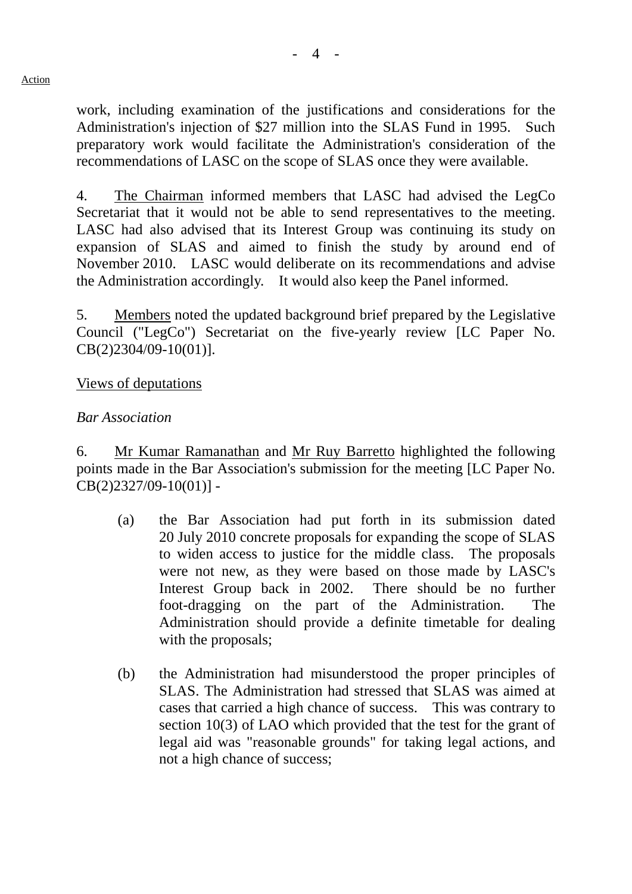work, including examination of the justifications and considerations for the Administration's injection of $27 million into the SLAS Fund in 1995. Such preparatory work would facilitate the Administration's consideration of the recommendations of LASC on the scope of SLAS once they were available.

4. The Chairman informed members that LASC had advised the LegCo Secretariat that it would not be able to send representatives to the meeting. LASC had also advised that its Interest Group was continuing its study on expansion of SLAS and aimed to finish the study by around end of November 2010. LASC would deliberate on its recommendations and advise the Administration accordingly. It would also keep the Panel informed.

5. Members noted the updated background brief prepared by the Legislative Council ("LegCo") Secretariat on the five-yearly review [LC Paper No. CB(2)2304/09-10(01)].

Views of deputations

*Bar Association*

6. Mr Kumar Ramanathan and Mr Ruy Barretto highlighted the following points made in the Bar Association's submission for the meeting [LC Paper No. CB(2)2327/09-10(01)] -

(a) the Bar Association had put forth in its submission dated 20 July 2010 concrete proposals for expanding the scope of SLAS to widen access to justice for the middle class. The proposals were not new, as they were based on those made by LASC's Interest Group back in 2002. There should be no further foot-dragging on the part of the Administration. The Administration should provide a definite timetable for dealing with the proposals;

(b) the Administration had misunderstood the proper principles of SLAS. The Administration had stressed that SLAS was aimed at cases that carried a high chance of success. This was contrary to section 10(3) of LAO which provided that the test for the grant of legal aid was "reasonable grounds" for taking legal actions, and not a high chance of success;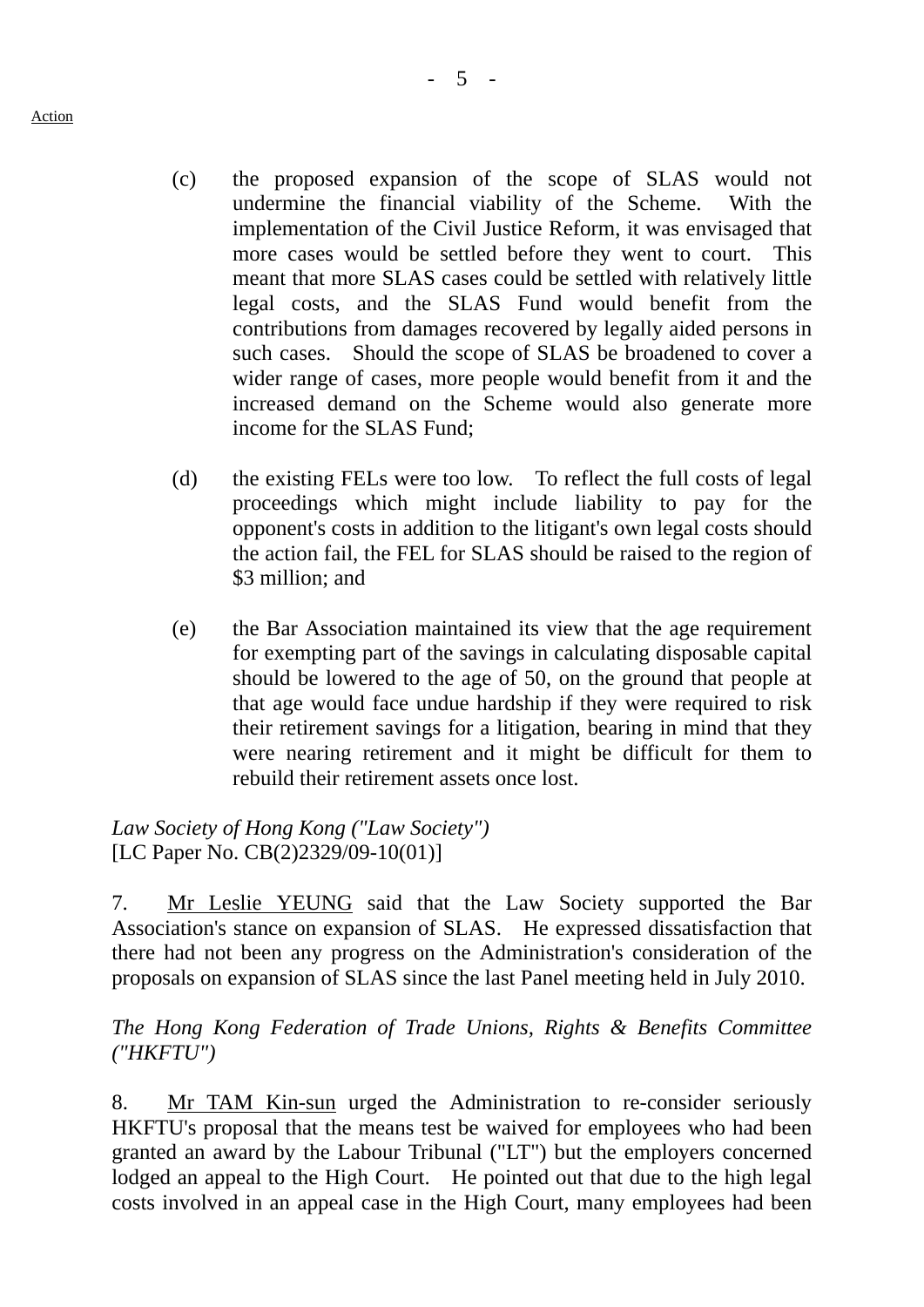(c) the proposed expansion of the scope of SLAS would not undermine the financial viability of the Scheme. With the implementation of the Civil Justice Reform, it was envisaged that more cases would be settled before they went to court. This meant that more SLAS cases could be settled with relatively little legal costs, and the SLAS Fund would benefit from the contributions from damages recovered by legally aided persons in such cases. Should the scope of SLAS be broadened to cover a wider range of cases, more people would benefit from it and the increased demand on the Scheme would also generate more income for the SLAS Fund;

(d) the existing FELs were too low. To reflect the full costs of legal proceedings which might include liability to pay for the opponent's costs in addition to the litigant's own legal costs should the action fail, the FEL for SLAS should be raised to the region of $3 million; and

(e) the Bar Association maintained its view that the age requirement for exempting part of the savings in calculating disposable capital should be lowered to the age of 50, on the ground that people at that age would face undue hardship if they were required to risk their retirement savings for a litigation, bearing in mind that they were nearing retirement and it might be difficult for them to rebuild their retirement assets once lost.

*Law Society of Hong Kong ("Law Society")*
[LC Paper No. CB(2)2329/09-10(01)]

7. Mr Leslie YEUNG said that the Law Society supported the Bar Association's stance on expansion of SLAS. He expressed dissatisfaction that there had not been any progress on the Administration's consideration of the proposals on expansion of SLAS since the last Panel meeting held in July 2010.

*The Hong Kong Federation of Trade Unions, Rights & Benefits Committee ("HKFTU")*

8. Mr TAM Kin-sun urged the Administration to re-consider seriously HKFTU's proposal that the means test be waived for employees who had been granted an award by the Labour Tribunal ("LT") but the employers concerned lodged an appeal to the High Court. He pointed out that due to the high legal costs involved in an appeal case in the High Court, many employees had been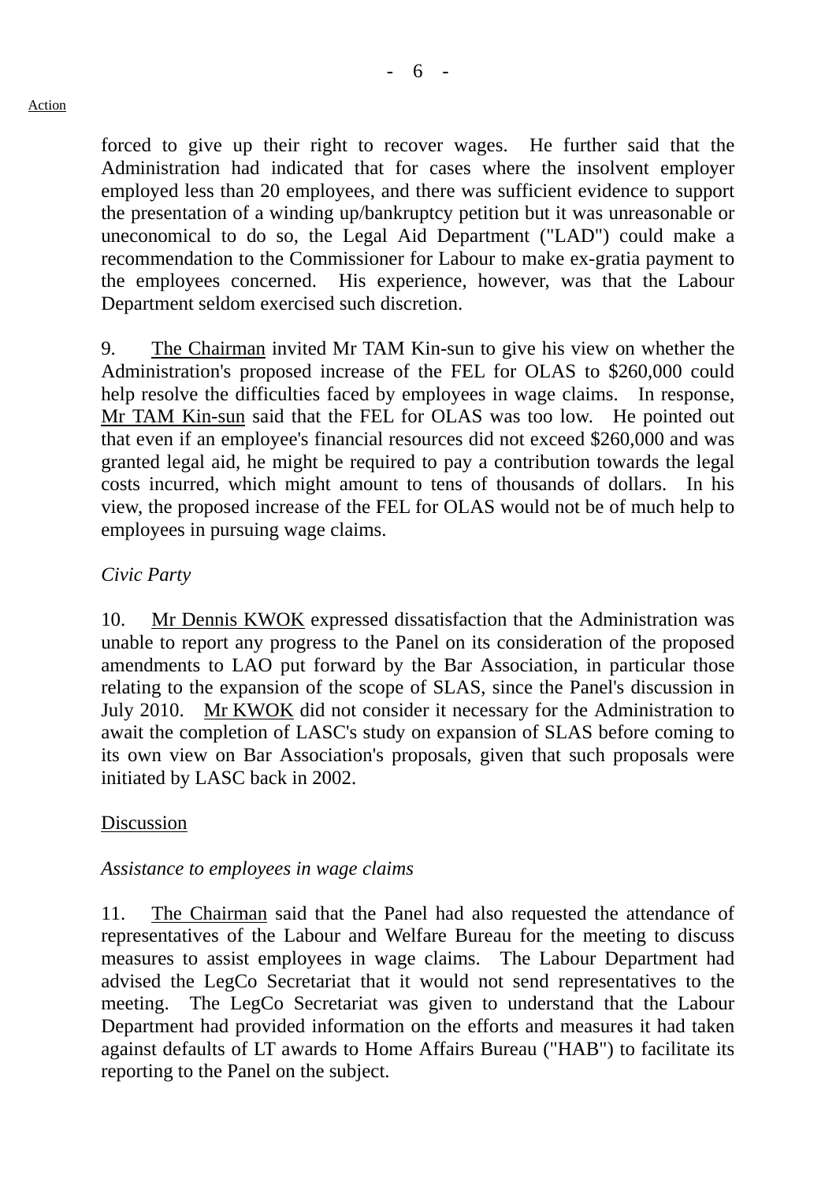forced to give up their right to recover wages. He further said that the Administration had indicated that for cases where the insolvent employer employed less than 20 employees, and there was sufficient evidence to support the presentation of a winding up/bankruptcy petition but it was unreasonable or uneconomical to do so, the Legal Aid Department ("LAD") could make a recommendation to the Commissioner for Labour to make ex-gratia payment to the employees concerned. His experience, however, was that the Labour Department seldom exercised such discretion.

9. The Chairman invited Mr TAM Kin-sun to give his view on whether the Administration's proposed increase of the FEL for OLAS to $260,000 could help resolve the difficulties faced by employees in wage claims. In response, Mr TAM Kin-sun said that the FEL for OLAS was too low. He pointed out that even if an employee's financial resources did not exceed $260,000 and was granted legal aid, he might be required to pay a contribution towards the legal costs incurred, which might amount to tens of thousands of dollars. In his view, the proposed increase of the FEL for OLAS would not be of much help to employees in pursuing wage claims.

*Civic Party*

10. Mr Dennis KWOK expressed dissatisfaction that the Administration was unable to report any progress to the Panel on its consideration of the proposed amendments to LAO put forward by the Bar Association, in particular those relating to the expansion of the scope of SLAS, since the Panel's discussion in July 2010. Mr KWOK did not consider it necessary for the Administration to await the completion of LASC's study on expansion of SLAS before coming to its own view on Bar Association's proposals, given that such proposals were initiated by LASC back in 2002.

Discussion

*Assistance to employees in wage claims*

11. The Chairman said that the Panel had also requested the attendance of representatives of the Labour and Welfare Bureau for the meeting to discuss measures to assist employees in wage claims. The Labour Department had advised the LegCo Secretariat that it would not send representatives to the meeting. The LegCo Secretariat was given to understand that the Labour Department had provided information on the efforts and measures it had taken against defaults of LT awards to Home Affairs Bureau ("HAB") to facilitate its reporting to the Panel on the subject.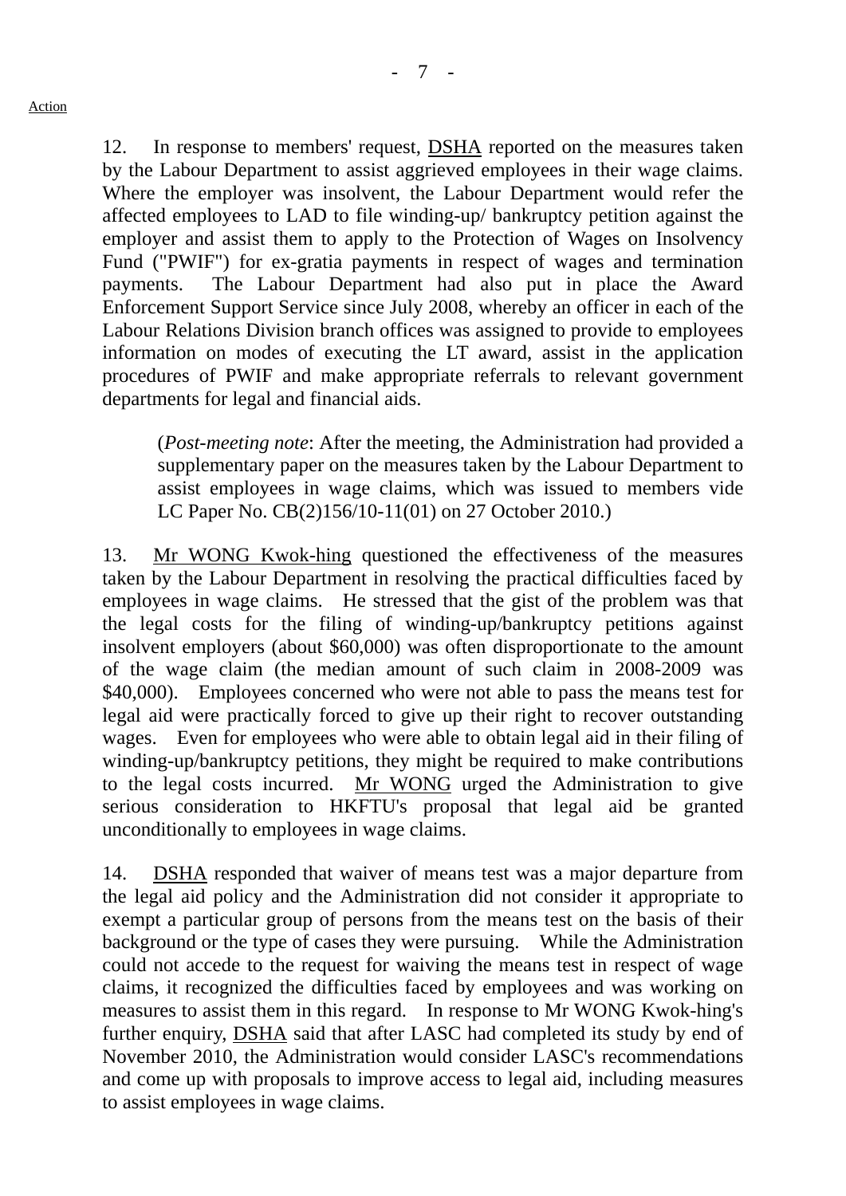Action

12. In response to members' request, DSHA reported on the measures taken by the Labour Department to assist aggrieved employees in their wage claims. Where the employer was insolvent, the Labour Department would refer the affected employees to LAD to file winding-up/ bankruptcy petition against the employer and assist them to apply to the Protection of Wages on Insolvency Fund ("PWIF") for ex-gratia payments in respect of wages and termination payments. The Labour Department had also put in place the Award Enforcement Support Service since July 2008, whereby an officer in each of the Labour Relations Division branch offices was assigned to provide to employees information on modes of executing the LT award, assist in the application procedures of PWIF and make appropriate referrals to relevant government departments for legal and financial aids.

> (*Post-meeting note*: After the meeting, the Administration had provided a supplementary paper on the measures taken by the Labour Department to assist employees in wage claims, which was issued to members vide LC Paper No. CB(2)156/10-11(01) on 27 October 2010.)

13. Mr WONG Kwok-hing questioned the effectiveness of the measures taken by the Labour Department in resolving the practical difficulties faced by employees in wage claims. He stressed that the gist of the problem was that the legal costs for the filing of winding-up/bankruptcy petitions against insolvent employers (about $60,000) was often disproportionate to the amount of the wage claim (the median amount of such claim in 2008-2009 was $40,000). Employees concerned who were not able to pass the means test for legal aid were practically forced to give up their right to recover outstanding wages. Even for employees who were able to obtain legal aid in their filing of winding-up/bankruptcy petitions, they might be required to make contributions to the legal costs incurred. Mr WONG urged the Administration to give serious consideration to HKFTU's proposal that legal aid be granted unconditionally to employees in wage claims.

14. DSHA responded that waiver of means test was a major departure from the legal aid policy and the Administration did not consider it appropriate to exempt a particular group of persons from the means test on the basis of their background or the type of cases they were pursuing. While the Administration could not accede to the request for waiving the means test in respect of wage claims, it recognized the difficulties faced by employees and was working on measures to assist them in this regard. In response to Mr WONG Kwok-hing's further enquiry, DSHA said that after LASC had completed its study by end of November 2010, the Administration would consider LASC's recommendations and come up with proposals to improve access to legal aid, including measures to assist employees in wage claims.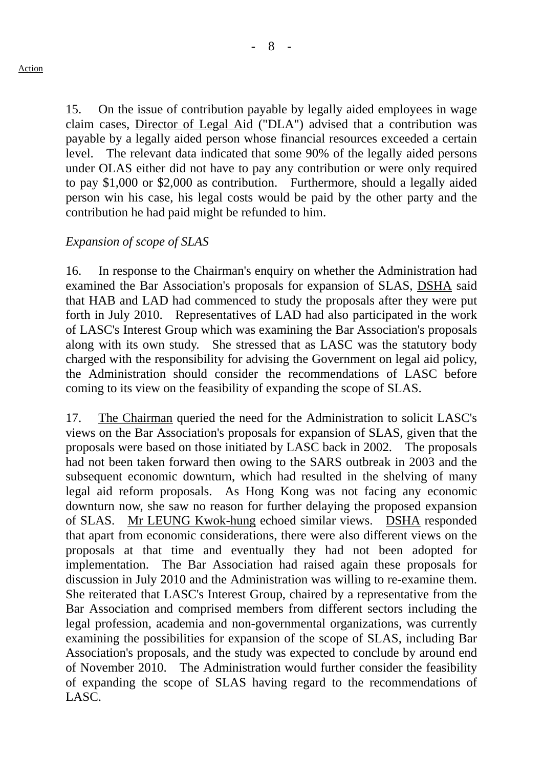Action

15. On the issue of contribution payable by legally aided employees in wage claim cases, Director of Legal Aid ("DLA") advised that a contribution was payable by a legally aided person whose financial resources exceeded a certain level. The relevant data indicated that some 90% of the legally aided persons under OLAS either did not have to pay any contribution or were only required to pay $1,000 or $2,000 as contribution. Furthermore, should a legally aided person win his case, his legal costs would be paid by the other party and the contribution he had paid might be refunded to him.

*Expansion of scope of SLAS*

16. In response to the Chairman's enquiry on whether the Administration had examined the Bar Association's proposals for expansion of SLAS, DSHA said that HAB and LAD had commenced to study the proposals after they were put forth in July 2010. Representatives of LAD had also participated in the work of LASC's Interest Group which was examining the Bar Association's proposals along with its own study. She stressed that as LASC was the statutory body charged with the responsibility for advising the Government on legal aid policy, the Administration should consider the recommendations of LASC before coming to its view on the feasibility of expanding the scope of SLAS.

17. The Chairman queried the need for the Administration to solicit LASC's views on the Bar Association's proposals for expansion of SLAS, given that the proposals were based on those initiated by LASC back in 2002. The proposals had not been taken forward then owing to the SARS outbreak in 2003 and the subsequent economic downturn, which had resulted in the shelving of many legal aid reform proposals. As Hong Kong was not facing any economic downturn now, she saw no reason for further delaying the proposed expansion of SLAS. Mr LEUNG Kwok-hung echoed similar views. DSHA responded that apart from economic considerations, there were also different views on the proposals at that time and eventually they had not been adopted for implementation. The Bar Association had raised again these proposals for discussion in July 2010 and the Administration was willing to re-examine them. She reiterated that LASC's Interest Group, chaired by a representative from the Bar Association and comprised members from different sectors including the legal profession, academia and non-governmental organizations, was currently examining the possibilities for expansion of the scope of SLAS, including Bar Association's proposals, and the study was expected to conclude by around end of November 2010. The Administration would further consider the feasibility of expanding the scope of SLAS having regard to the recommendations of LASC.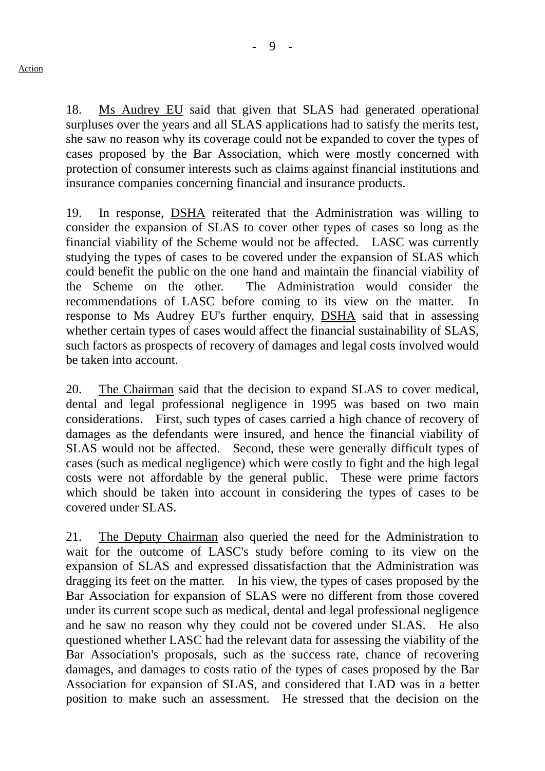18. Ms Audrey EU said that given that SLAS had generated operational surpluses over the years and all SLAS applications had to satisfy the merits test, she saw no reason why its coverage could not be expanded to cover the types of cases proposed by the Bar Association, which were mostly concerned with protection of consumer interests such as claims against financial institutions and insurance companies concerning financial and insurance products.

19. In response, DSHA reiterated that the Administration was willing to consider the expansion of SLAS to cover other types of cases so long as the financial viability of the Scheme would not be affected. LASC was currently studying the types of cases to be covered under the expansion of SLAS which could benefit the public on the one hand and maintain the financial viability of the Scheme on the other. The Administration would consider the recommendations of LASC before coming to its view on the matter. In response to Ms Audrey EU's further enquiry, DSHA said that in assessing whether certain types of cases would affect the financial sustainability of SLAS, such factors as prospects of recovery of damages and legal costs involved would be taken into account.

20. The Chairman said that the decision to expand SLAS to cover medical, dental and legal professional negligence in 1995 was based on two main considerations. First, such types of cases carried a high chance of recovery of damages as the defendants were insured, and hence the financial viability of SLAS would not be affected. Second, these were generally difficult types of cases (such as medical negligence) which were costly to fight and the high legal costs were not affordable by the general public. These were prime factors which should be taken into account in considering the types of cases to be covered under SLAS.

21. The Deputy Chairman also queried the need for the Administration to wait for the outcome of LASC's study before coming to its view on the expansion of SLAS and expressed dissatisfaction that the Administration was dragging its feet on the matter. In his view, the types of cases proposed by the Bar Association for expansion of SLAS were no different from those covered under its current scope such as medical, dental and legal professional negligence and he saw no reason why they could not be covered under SLAS. He also questioned whether LASC had the relevant data for assessing the viability of the Bar Association's proposals, such as the success rate, chance of recovering damages, and damages to costs ratio of the types of cases proposed by the Bar Association for expansion of SLAS, and considered that LAD was in a better position to make such an assessment. He stressed that the decision on the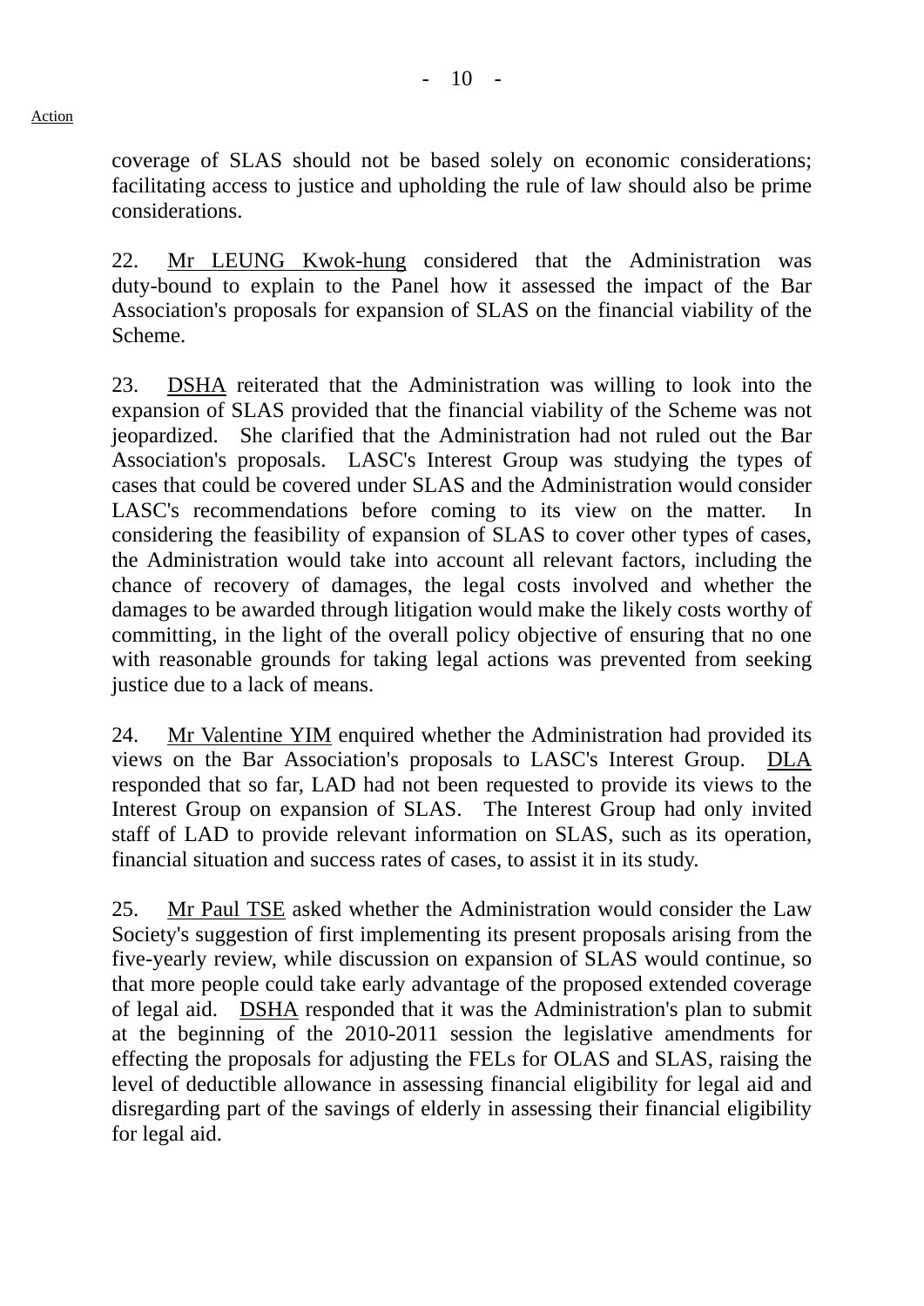coverage of SLAS should not be based solely on economic considerations; facilitating access to justice and upholding the rule of law should also be prime considerations.

22. Mr LEUNG Kwok-hung considered that the Administration was duty-bound to explain to the Panel how it assessed the impact of the Bar Association's proposals for expansion of SLAS on the financial viability of the Scheme.

23. DSHA reiterated that the Administration was willing to look into the expansion of SLAS provided that the financial viability of the Scheme was not jeopardized. She clarified that the Administration had not ruled out the Bar Association's proposals. LASC's Interest Group was studying the types of cases that could be covered under SLAS and the Administration would consider LASC's recommendations before coming to its view on the matter. In considering the feasibility of expansion of SLAS to cover other types of cases, the Administration would take into account all relevant factors, including the chance of recovery of damages, the legal costs involved and whether the damages to be awarded through litigation would make the likely costs worthy of committing, in the light of the overall policy objective of ensuring that no one with reasonable grounds for taking legal actions was prevented from seeking justice due to a lack of means.

24. Mr Valentine YIM enquired whether the Administration had provided its views on the Bar Association's proposals to LASC's Interest Group. DLA responded that so far, LAD had not been requested to provide its views to the Interest Group on expansion of SLAS. The Interest Group had only invited staff of LAD to provide relevant information on SLAS, such as its operation, financial situation and success rates of cases, to assist it in its study.

25. Mr Paul TSE asked whether the Administration would consider the Law Society's suggestion of first implementing its present proposals arising from the five-yearly review, while discussion on expansion of SLAS would continue, so that more people could take early advantage of the proposed extended coverage of legal aid. DSHA responded that it was the Administration's plan to submit at the beginning of the 2010-2011 session the legislative amendments for effecting the proposals for adjusting the FELs for OLAS and SLAS, raising the level of deductible allowance in assessing financial eligibility for legal aid and disregarding part of the savings of elderly in assessing their financial eligibility for legal aid.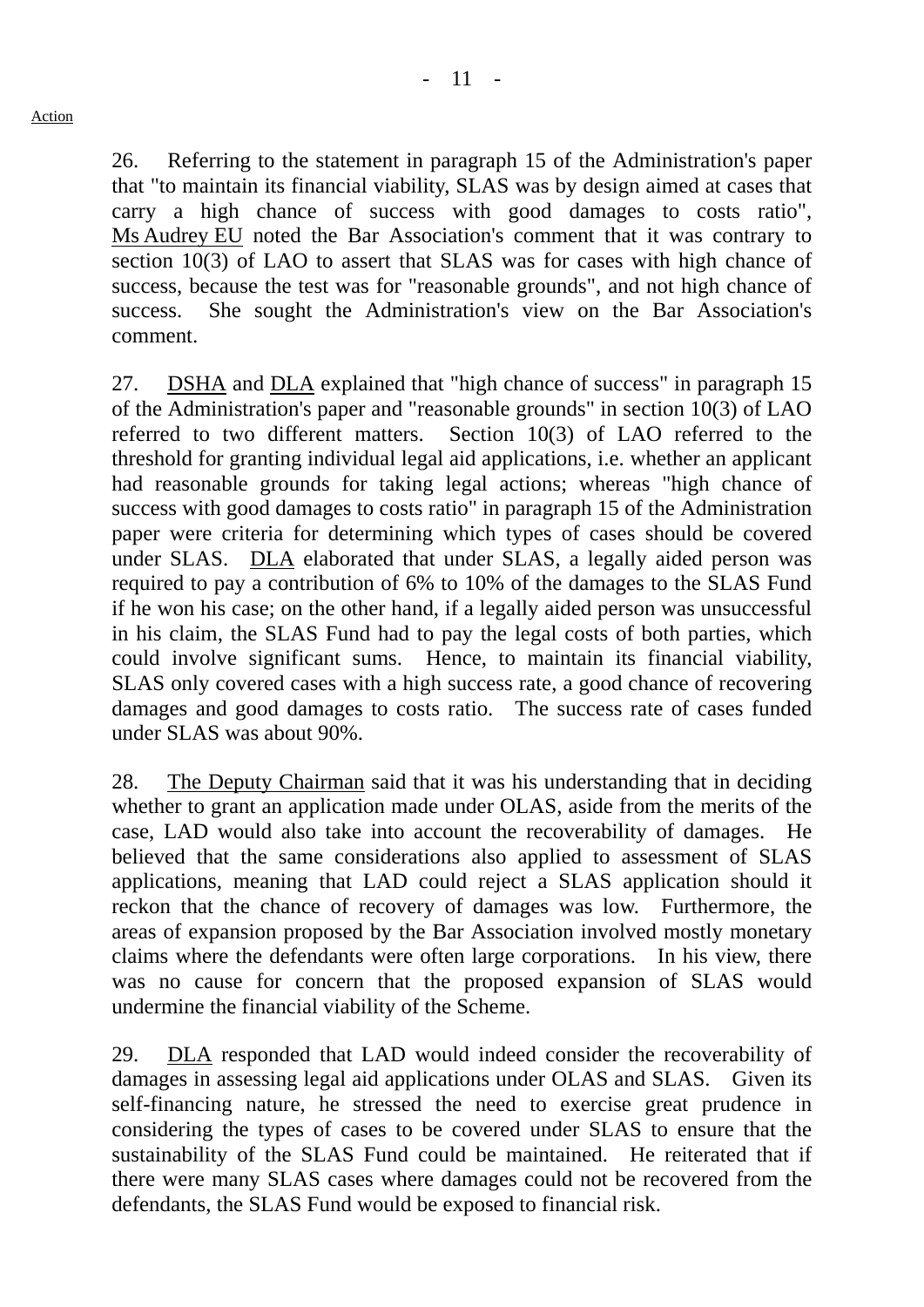Action

26. Referring to the statement in paragraph 15 of the Administration's paper that "to maintain its financial viability, SLAS was by design aimed at cases that carry a high chance of success with good damages to costs ratio", Ms Audrey EU noted the Bar Association's comment that it was contrary to section 10(3) of LAO to assert that SLAS was for cases with high chance of success, because the test was for "reasonable grounds", and not high chance of success. She sought the Administration's view on the Bar Association's comment.

27. DSHA and DLA explained that "high chance of success" in paragraph 15 of the Administration's paper and "reasonable grounds" in section 10(3) of LAO referred to two different matters. Section 10(3) of LAO referred to the threshold for granting individual legal aid applications, i.e. whether an applicant had reasonable grounds for taking legal actions; whereas "high chance of success with good damages to costs ratio" in paragraph 15 of the Administration paper were criteria for determining which types of cases should be covered under SLAS. DLA elaborated that under SLAS, a legally aided person was required to pay a contribution of 6% to 10% of the damages to the SLAS Fund if he won his case; on the other hand, if a legally aided person was unsuccessful in his claim, the SLAS Fund had to pay the legal costs of both parties, which could involve significant sums. Hence, to maintain its financial viability, SLAS only covered cases with a high success rate, a good chance of recovering damages and good damages to costs ratio. The success rate of cases funded under SLAS was about 90%.

28. The Deputy Chairman said that it was his understanding that in deciding whether to grant an application made under OLAS, aside from the merits of the case, LAD would also take into account the recoverability of damages. He believed that the same considerations also applied to assessment of SLAS applications, meaning that LAD could reject a SLAS application should it reckon that the chance of recovery of damages was low. Furthermore, the areas of expansion proposed by the Bar Association involved mostly monetary claims where the defendants were often large corporations. In his view, there was no cause for concern that the proposed expansion of SLAS would undermine the financial viability of the Scheme.

29. DLA responded that LAD would indeed consider the recoverability of damages in assessing legal aid applications under OLAS and SLAS. Given its self-financing nature, he stressed the need to exercise great prudence in considering the types of cases to be covered under SLAS to ensure that the sustainability of the SLAS Fund could be maintained. He reiterated that if there were many SLAS cases where damages could not be recovered from the defendants, the SLAS Fund would be exposed to financial risk.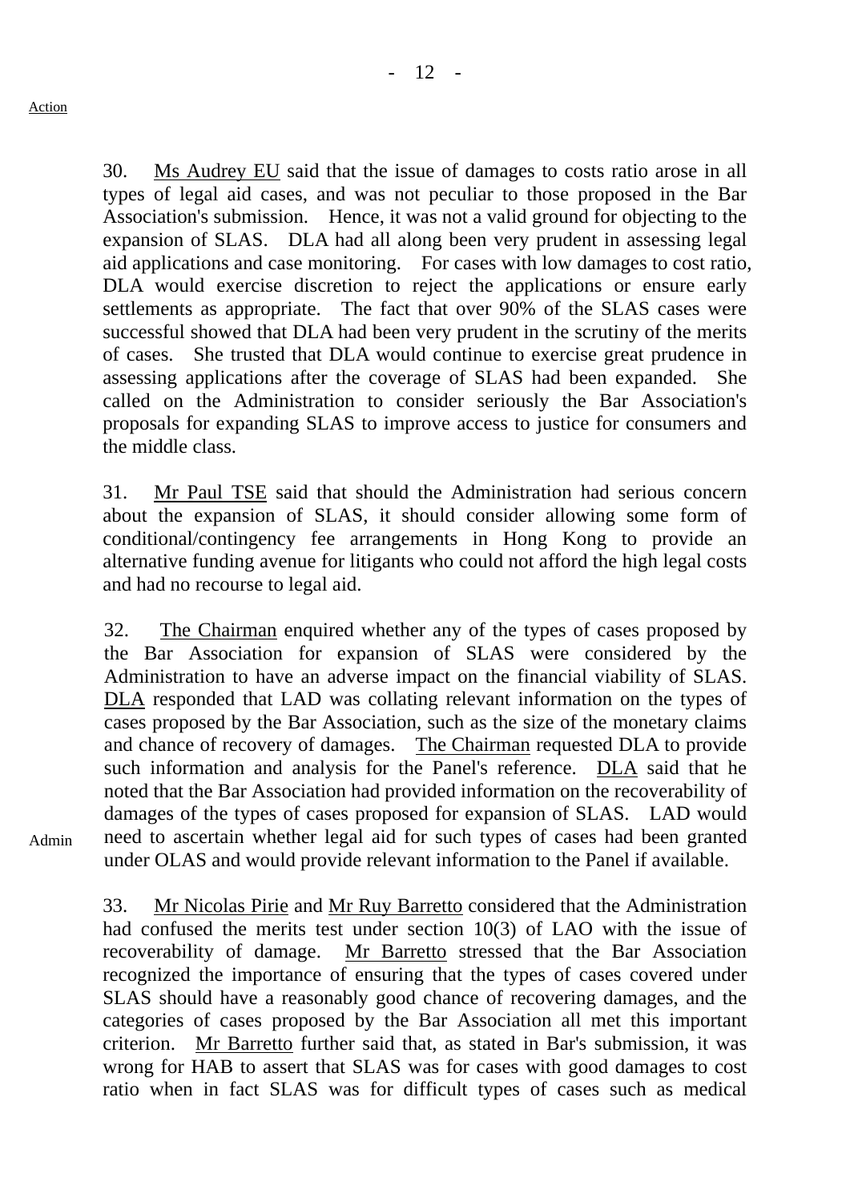Action

30. Ms Audrey EU said that the issue of damages to costs ratio arose in all types of legal aid cases, and was not peculiar to those proposed in the Bar Association's submission. Hence, it was not a valid ground for objecting to the expansion of SLAS. DLA had all along been very prudent in assessing legal aid applications and case monitoring. For cases with low damages to cost ratio, DLA would exercise discretion to reject the applications or ensure early settlements as appropriate. The fact that over 90% of the SLAS cases were successful showed that DLA had been very prudent in the scrutiny of the merits of cases. She trusted that DLA would continue to exercise great prudence in assessing applications after the coverage of SLAS had been expanded. She called on the Administration to consider seriously the Bar Association's proposals for expanding SLAS to improve access to justice for consumers and the middle class.

31. Mr Paul TSE said that should the Administration had serious concern about the expansion of SLAS, it should consider allowing some form of conditional/contingency fee arrangements in Hong Kong to provide an alternative funding avenue for litigants who could not afford the high legal costs and had no recourse to legal aid.

32. The Chairman enquired whether any of the types of cases proposed by the Bar Association for expansion of SLAS were considered by the Administration to have an adverse impact on the financial viability of SLAS. DLA responded that LAD was collating relevant information on the types of cases proposed by the Bar Association, such as the size of the monetary claims and chance of recovery of damages. The Chairman requested DLA to provide such information and analysis for the Panel's reference. DLA said that he noted that the Bar Association had provided information on the recoverability of damages of the types of cases proposed for expansion of SLAS. LAD would need to ascertain whether legal aid for such types of cases had been granted under OLAS and would provide relevant information to the Panel if available.

Admin

33. Mr Nicolas Pirie and Mr Ruy Barretto considered that the Administration had confused the merits test under section 10(3) of LAO with the issue of recoverability of damage. Mr Barretto stressed that the Bar Association recognized the importance of ensuring that the types of cases covered under SLAS should have a reasonably good chance of recovering damages, and the categories of cases proposed by the Bar Association all met this important criterion. Mr Barretto further said that, as stated in Bar's submission, it was wrong for HAB to assert that SLAS was for cases with good damages to cost ratio when in fact SLAS was for difficult types of cases such as medical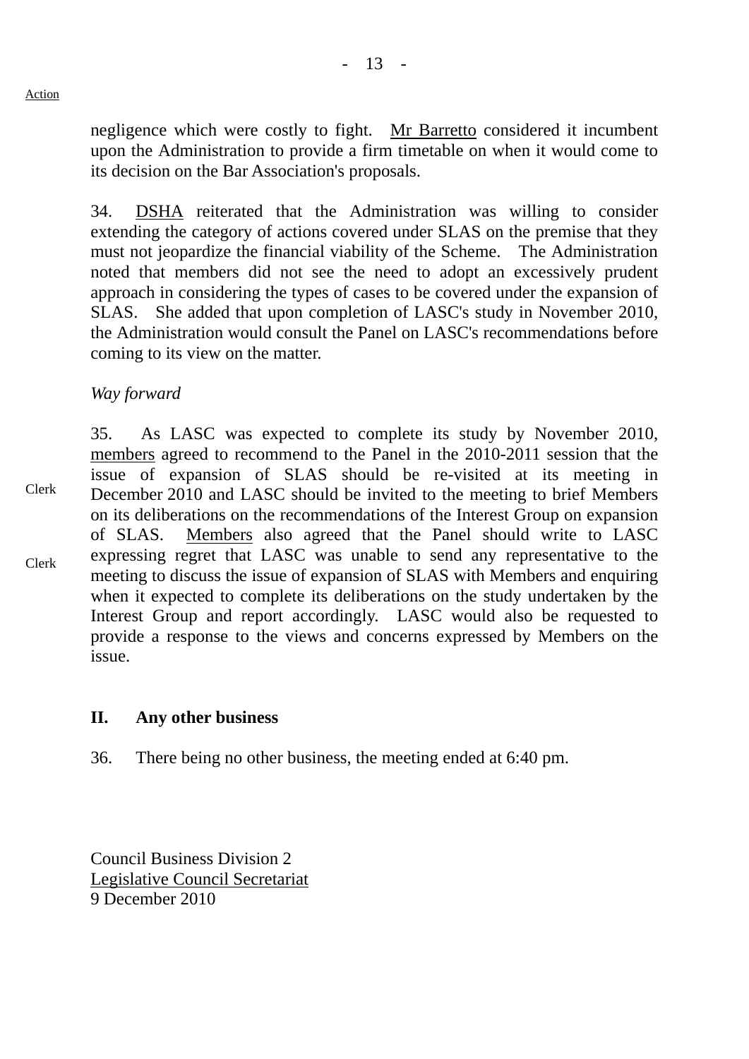Action

negligence which were costly to fight. Mr Barretto considered it incumbent upon the Administration to provide a firm timetable on when it would come to its decision on the Bar Association's proposals.

34. DSHA reiterated that the Administration was willing to consider extending the category of actions covered under SLAS on the premise that they must not jeopardize the financial viability of the Scheme. The Administration noted that members did not see the need to adopt an excessively prudent approach in considering the types of cases to be covered under the expansion of SLAS. She added that upon completion of LASC's study in November 2010, the Administration would consult the Panel on LASC's recommendations before coming to its view on the matter.

*Way forward*

35. As LASC was expected to complete its study by November 2010, members agreed to recommend to the Panel in the 2010-2011 session that the issue of expansion of SLAS should be re-visited at its meeting in December 2010 and LASC should be invited to the meeting to brief Members on its deliberations on the recommendations of the Interest Group on expansion of SLAS. Members also agreed that the Panel should write to LASC expressing regret that LASC was unable to send any representative to the meeting to discuss the issue of expansion of SLAS with Members and enquiring when it expected to complete its deliberations on the study undertaken by the Interest Group and report accordingly. LASC would also be requested to provide a response to the views and concerns expressed by Members on the issue.

Clerk

Clerk

**II. Any other business**

36. There being no other business, the meeting ended at 6:40 pm.

Council Business Division 2
Legislative Council Secretariat
9 December 2010